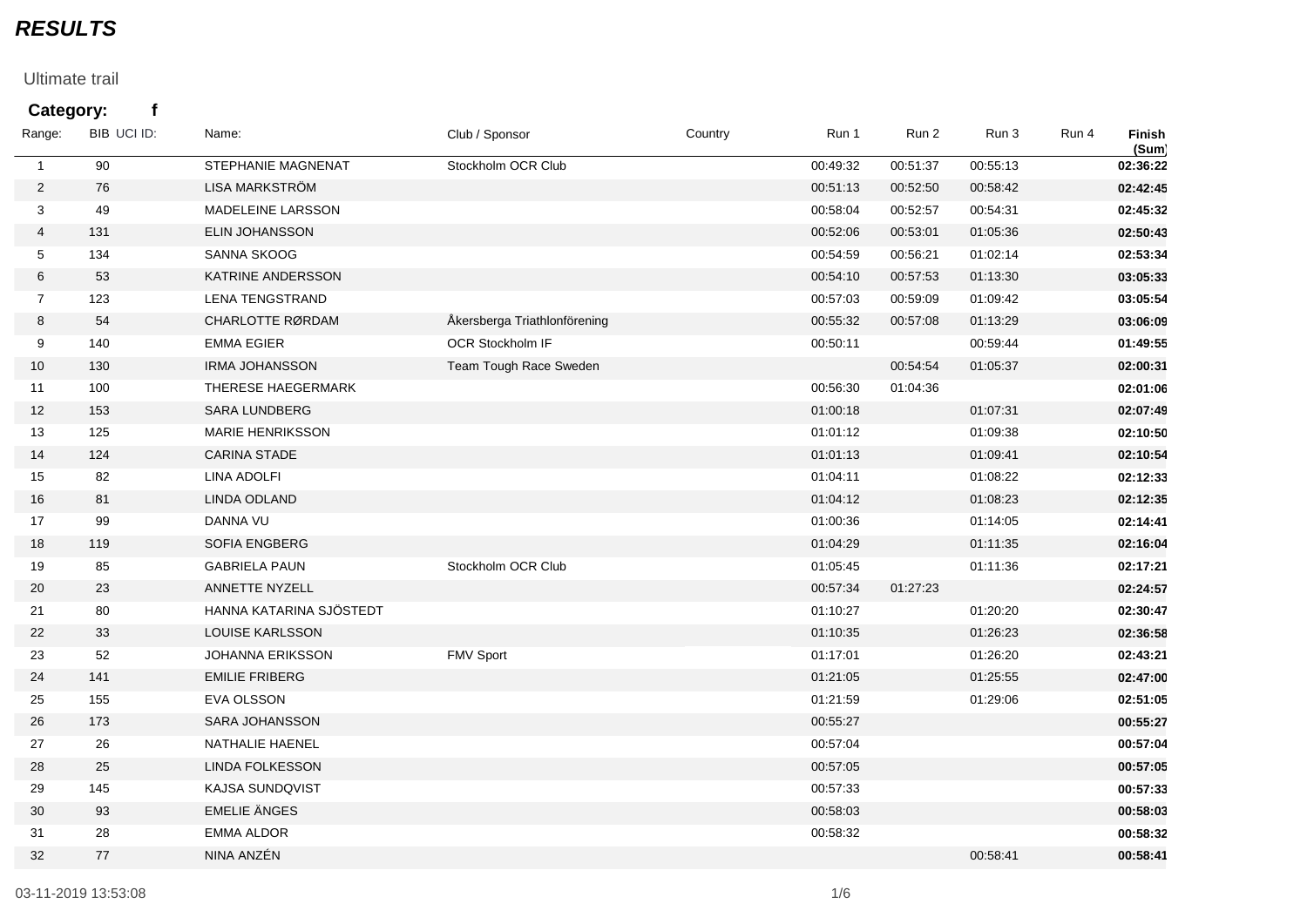***RESULTS***

Ultimate trail

**Category: f**

| Range: | BIB | UCI ID: | Name: | Club / Sponsor | Country | Run 1 | Run 2 | Run 3 | Run 4 | Finish (Sum) |
|---|---|---|---|---|---|---|---|---|---|---|
| 1 | 90 | | STEPHANIE MAGNENAT | Stockholm OCR Club | | 00:49:32 | 00:51:37 | 00:55:13 | | **02:36:22** |
| 2 | 76 | | LISA MARKSTRÖM | | | 00:51:13 | 00:52:50 | 00:58:42 | | **02:42:45** |
| 3 | 49 | | MADELEINE LARSSON | | | 00:58:04 | 00:52:57 | 00:54:31 | | **02:45:32** |
| 4 | 131 | | ELIN JOHANSSON | | | 00:52:06 | 00:53:01 | 01:05:36 | | **02:50:43** |
| 5 | 134 | | SANNA SKOOG | | | 00:54:59 | 00:56:21 | 01:02:14 | | **02:53:34** |
| 6 | 53 | | KATRINE ANDERSSON | | | 00:54:10 | 00:57:53 | 01:13:30 | | **03:05:33** |
| 7 | 123 | | LENA TENGSTRAND | | | 00:57:03 | 00:59:09 | 01:09:42 | | **03:05:54** |
| 8 | 54 | | CHARLOTTE RØRDAM | Åkersberga Triathlonförening | | 00:55:32 | 00:57:08 | 01:13:29 | | **03:06:09** |
| 9 | 140 | | EMMA EGIER | OCR Stockholm IF | | 00:50:11 | | 00:59:44 | | **01:49:55** |
| 10 | 130 | | IRMA JOHANSSON | Team Tough Race Sweden | | | 00:54:54 | 01:05:37 | | **02:00:31** |
| 11 | 100 | | THERESE HAEGERMARK | | | 00:56:30 | 01:04:36 | | | **02:01:06** |
| 12 | 153 | | SARA LUNDBERG | | | 01:00:18 | | 01:07:31 | | **02:07:49** |
| 13 | 125 | | MARIE HENRIKSSON | | | 01:01:12 | | 01:09:38 | | **02:10:50** |
| 14 | 124 | | CARINA STADE | | | 01:01:13 | | 01:09:41 | | **02:10:54** |
| 15 | 82 | | LINA ADOLFI | | | 01:04:11 | | 01:08:22 | | **02:12:33** |
| 16 | 81 | | LINDA ODLAND | | | 01:04:12 | | 01:08:23 | | **02:12:35** |
| 17 | 99 | | DANNA VU | | | 01:00:36 | | 01:14:05 | | **02:14:41** |
| 18 | 119 | | SOFIA ENGBERG | | | 01:04:29 | | 01:11:35 | | **02:16:04** |
| 19 | 85 | | GABRIELA PAUN | Stockholm OCR Club | | 01:05:45 | | 01:11:36 | | **02:17:21** |
| 20 | 23 | | ANNETTE NYZELL | | | 00:57:34 | 01:27:23 | | | **02:24:57** |
| 21 | 80 | | HANNA KATARINA SJÖSTEDT | | | 01:10:27 | | 01:20:20 | | **02:30:47** |
| 22 | 33 | | LOUISE KARLSSON | | | 01:10:35 | | 01:26:23 | | **02:36:58** |
| 23 | 52 | | JOHANNA ERIKSSON | FMV Sport | | 01:17:01 | | 01:26:20 | | **02:43:21** |
| 24 | 141 | | EMILIE FRIBERG | | | 01:21:05 | | 01:25:55 | | **02:47:00** |
| 25 | 155 | | EVA OLSSON | | | 01:21:59 | | 01:29:06 | | **02:51:05** |
| 26 | 173 | | SARA JOHANSSON | | | 00:55:27 | | | | **00:55:27** |
| 27 | 26 | | NATHALIE HAENEL | | | 00:57:04 | | | | **00:57:04** |
| 28 | 25 | | LINDA FOLKESSON | | | 00:57:05 | | | | **00:57:05** |
| 29 | 145 | | KAJSA SUNDQVIST | | | 00:57:33 | | | | **00:57:33** |
| 30 | 93 | | EMELIE ÄNGES | | | 00:58:03 | | | | **00:58:03** |
| 31 | 28 | | EMMA ALDOR | | | 00:58:32 | | | | **00:58:32** |
| 32 | 77 | | NINA ANZÉN | | | | | 00:58:41 | | **00:58:41** |

03-11-2019 13:53:08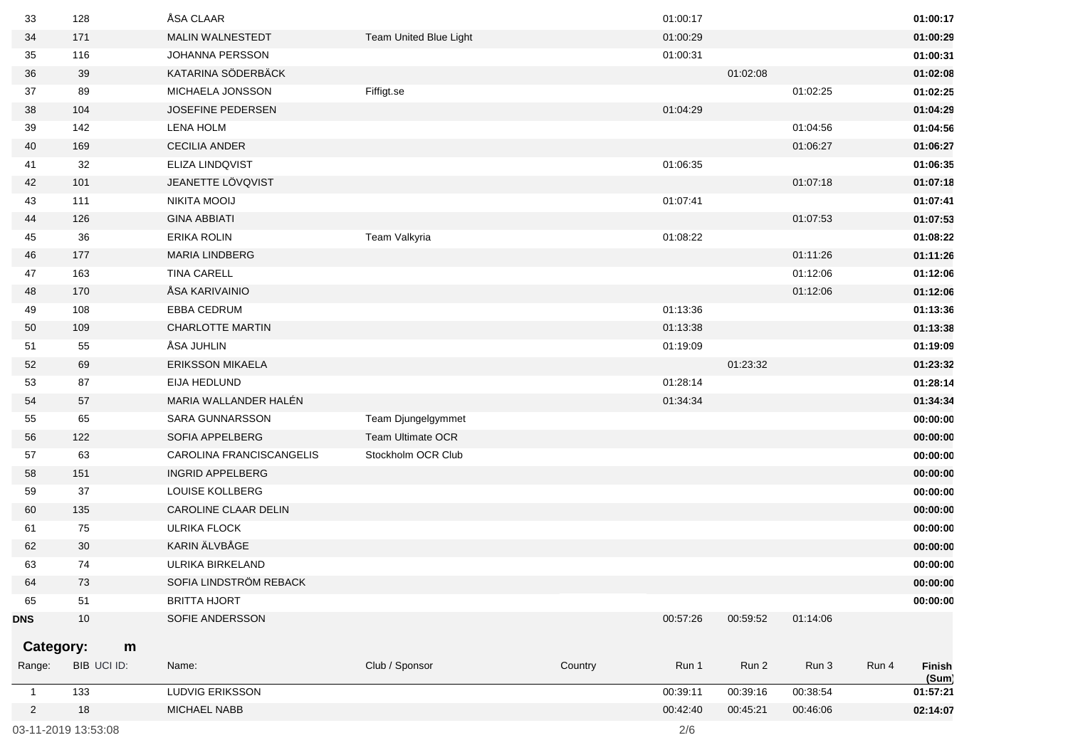| Range: | BIB | UCI ID: | Name: | Club / Sponsor | Country | Run 1 | Run 2 | Run 3 | Run 4 | Finish (Sum) |
|---|---|---|---|---|---|---|---|---|---|---|
| 33 | 128 | | ÅSA CLAAR | | | 01:00:17 | | | | **01:00:17** |
| 34 | 171 | | MALIN WALNESTEDT | Team United Blue Light | | 01:00:29 | | | | **01:00:29** |
| 35 | 116 | | JOHANNA PERSSON | | | 01:00:31 | | | | **01:00:31** |
| 36 | 39 | | KATARINA SÖDERBÄCK | | | | 01:02:08 | | | **01:02:08** |
| 37 | 89 | | MICHAELA JONSSON | Fiffigt.se | | | | 01:02:25 | | **01:02:25** |
| 38 | 104 | | JOSEFINE PEDERSEN | | | 01:04:29 | | | | **01:04:29** |
| 39 | 142 | | LENA HOLM | | | | | 01:04:56 | | **01:04:56** |
| 40 | 169 | | CECILIA ANDER | | | | | 01:06:27 | | **01:06:27** |
| 41 | 32 | | ELIZA LINDQVIST | | | 01:06:35 | | | | **01:06:35** |
| 42 | 101 | | JEANETTE LÖVQVIST | | | | | 01:07:18 | | **01:07:18** |
| 43 | 111 | | NIKITA MOOIJ | | | 01:07:41 | | | | **01:07:41** |
| 44 | 126 | | GINA ABBIATI | | | | | 01:07:53 | | **01:07:53** |
| 45 | 36 | | ERIKA ROLIN | Team Valkyria | | 01:08:22 | | | | **01:08:22** |
| 46 | 177 | | MARIA LINDBERG | | | | | 01:11:26 | | **01:11:26** |
| 47 | 163 | | TINA CARELL | | | | | 01:12:06 | | **01:12:06** |
| 48 | 170 | | ÅSA KARIVAINIO | | | | | 01:12:06 | | **01:12:06** |
| 49 | 108 | | EBBA CEDRUM | | | 01:13:36 | | | | **01:13:36** |
| 50 | 109 | | CHARLOTTE MARTIN | | | 01:13:38 | | | | **01:13:38** |
| 51 | 55 | | ÅSA JUHLIN | | | 01:19:09 | | | | **01:19:09** |
| 52 | 69 | | ERIKSSON MIKAELA | | | | 01:23:32 | | | **01:23:32** |
| 53 | 87 | | EIJA HEDLUND | | | 01:28:14 | | | | **01:28:14** |
| 54 | 57 | | MARIA WALLANDER HALÉN | | | 01:34:34 | | | | **01:34:34** |
| 55 | 65 | | SARA GUNNARSSON | Team Djungelgymmet | | | | | | **00:00:00** |
| 56 | 122 | | SOFIA APPELBERG | Team Ultimate OCR | | | | | | **00:00:00** |
| 57 | 63 | | CAROLINA FRANCISCANGELIS | Stockholm OCR Club | | | | | | **00:00:00** |
| 58 | 151 | | INGRID APPELBERG | | | | | | | **00:00:00** |
| 59 | 37 | | LOUISE KOLLBERG | | | | | | | **00:00:00** |
| 60 | 135 | | CAROLINE CLAAR DELIN | | | | | | | **00:00:00** |
| 61 | 75 | | ULRIKA FLOCK | | | | | | | **00:00:00** |
| 62 | 30 | | KARIN ÄLVBÅGE | | | | | | | **00:00:00** |
| 63 | 74 | | ULRIKA BIRKELAND | | | | | | | **00:00:00** |
| 64 | 73 | | SOFIA LINDSTRÖM REBACK | | | | | | | **00:00:00** |
| 65 | 51 | | BRITTA HJORT | | | | | | | **00:00:00** |
| **DNS** | 10 | | SOFIE ANDERSSON | | | 00:57:26 | 00:59:52 | 01:14:06 | | |

**Category: m**

| Range: | BIB | UCI ID: | Name: | Club / Sponsor | Country | Run 1 | Run 2 | Run 3 | Run 4 | Finish (Sum) |
|---|---|---|---|---|---|---|---|---|---|---|
| 1 | 133 | | LUDVIG ERIKSSON | | | 00:39:11 | 00:39:16 | 00:38:54 | | **01:57:21** |
| 2 | 18 | | MICHAEL NABB | | | 00:42:40 | 00:45:21 | 00:46:06 | | **02:14:07** |

03-11-2019 13:53:08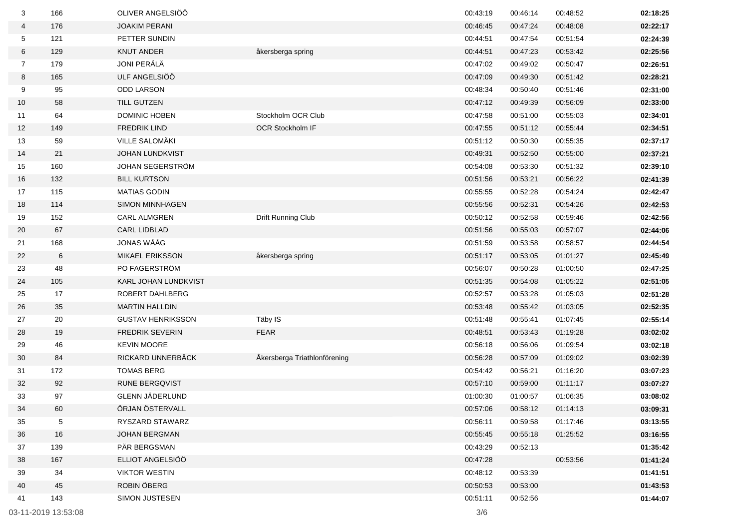| | | | | | | | |
|---|---|---|---|---|---|---|---|
| 3 | 166 | OLIVER ANGELSIÖÖ | | 00:43:19 | 00:46:14 | 00:48:52 | **02:18:25** |
| 4 | 176 | JOAKIM PERANI | | 00:46:45 | 00:47:24 | 00:48:08 | **02:22:17** |
| 5 | 121 | PETTER SUNDIN | | 00:44:51 | 00:47:54 | 00:51:54 | **02:24:39** |
| 6 | 129 | KNUT ANDER | åkersberga spring | 00:44:51 | 00:47:23 | 00:53:42 | **02:25:56** |
| 7 | 179 | JONI PERÄLÄ | | 00:47:02 | 00:49:02 | 00:50:47 | **02:26:51** |
| 8 | 165 | ULF ANGELSIÖÖ | | 00:47:09 | 00:49:30 | 00:51:42 | **02:28:21** |
| 9 | 95 | ODD LARSON | | 00:48:34 | 00:50:40 | 00:51:46 | **02:31:00** |
| 10 | 58 | TILL GUTZEN | | 00:47:12 | 00:49:39 | 00:56:09 | **02:33:00** |
| 11 | 64 | DOMINIC HOBEN | Stockholm OCR Club | 00:47:58 | 00:51:00 | 00:55:03 | **02:34:01** |
| 12 | 149 | FREDRIK LIND | OCR Stockholm IF | 00:47:55 | 00:51:12 | 00:55:44 | **02:34:51** |
| 13 | 59 | VILLE SALOMÄKI | | 00:51:12 | 00:50:30 | 00:55:35 | **02:37:17** |
| 14 | 21 | JOHAN LUNDKVIST | | 00:49:31 | 00:52:50 | 00:55:00 | **02:37:21** |
| 15 | 160 | JOHAN SEGERSTRÖM | | 00:54:08 | 00:53:30 | 00:51:32 | **02:39:10** |
| 16 | 132 | BILL KURTSON | | 00:51:56 | 00:53:21 | 00:56:22 | **02:41:39** |
| 17 | 115 | MATIAS GODIN | | 00:55:55 | 00:52:28 | 00:54:24 | **02:42:47** |
| 18 | 114 | SIMON MINNHAGEN | | 00:55:56 | 00:52:31 | 00:54:26 | **02:42:53** |
| 19 | 152 | CARL ALMGREN | Drift Running Club | 00:50:12 | 00:52:58 | 00:59:46 | **02:42:56** |
| 20 | 67 | CARL LIDBLAD | | 00:51:56 | 00:55:03 | 00:57:07 | **02:44:06** |
| 21 | 168 | JONAS WÅÅG | | 00:51:59 | 00:53:58 | 00:58:57 | **02:44:54** |
| 22 | 6 | MIKAEL ERIKSSON | åkersberga spring | 00:51:17 | 00:53:05 | 01:01:27 | **02:45:49** |
| 23 | 48 | PO FAGERSTRÖM | | 00:56:07 | 00:50:28 | 01:00:50 | **02:47:25** |
| 24 | 105 | KARL JOHAN LUNDKVIST | | 00:51:35 | 00:54:08 | 01:05:22 | **02:51:05** |
| 25 | 17 | ROBERT DAHLBERG | | 00:52:57 | 00:53:28 | 01:05:03 | **02:51:28** |
| 26 | 35 | MARTIN HALLDIN | | 00:53:48 | 00:55:42 | 01:03:05 | **02:52:35** |
| 27 | 20 | GUSTAV HENRIKSSON | Täby IS | 00:51:48 | 00:55:41 | 01:07:45 | **02:55:14** |
| 28 | 19 | FREDRIK SEVERIN | FEAR | 00:48:51 | 00:53:43 | 01:19:28 | **03:02:02** |
| 29 | 46 | KEVIN MOORE | | 00:56:18 | 00:56:06 | 01:09:54 | **03:02:18** |
| 30 | 84 | RICKARD UNNERBÄCK | Åkersberga Triathlonförening | 00:56:28 | 00:57:09 | 01:09:02 | **03:02:39** |
| 31 | 172 | TOMAS BERG | | 00:54:42 | 00:56:21 | 01:16:20 | **03:07:23** |
| 32 | 92 | RUNE BERGQVIST | | 00:57:10 | 00:59:00 | 01:11:17 | **03:07:27** |
| 33 | 97 | GLENN JÄDERLUND | | 01:00:30 | 01:00:57 | 01:06:35 | **03:08:02** |
| 34 | 60 | ÖRJAN ÖSTERVALL | | 00:57:06 | 00:58:12 | 01:14:13 | **03:09:31** |
| 35 | 5 | RYSZARD STAWARZ | | 00:56:11 | 00:59:58 | 01:17:46 | **03:13:55** |
| 36 | 16 | JOHAN BERGMAN | | 00:55:45 | 00:55:18 | 01:25:52 | **03:16:55** |
| 37 | 139 | PÄR BERGSMAN | | 00:43:29 | 00:52:13 | | **01:35:42** |
| 38 | 167 | ELLIOT ANGELSIÖÖ | | 00:47:28 | | 00:53:56 | **01:41:24** |
| 39 | 34 | VIKTOR WESTIN | | 00:48:12 | 00:53:39 | | **01:41:51** |
| 40 | 45 | ROBIN ÖBERG | | 00:50:53 | 00:53:00 | | **01:43:53** |
| 41 | 143 | SIMON JUSTESEN | | 00:51:11 | 00:52:56 | | **01:44:07** |

03-11-2019 13:53:08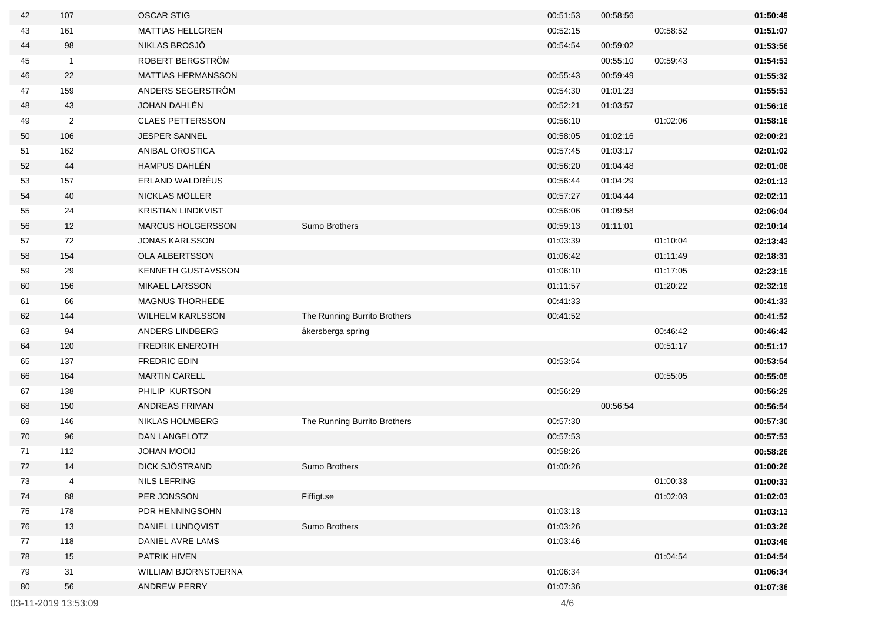| | | | | | | | |
|---|---|---|---|---|---|---|---|
| 42 | 107 | OSCAR STIG | | 00:51:53 | 00:58:56 | | **01:50:49** |
| 43 | 161 | MATTIAS HELLGREN | | 00:52:15 | | 00:58:52 | **01:51:07** |
| 44 | 98 | NIKLAS BROSJÖ | | 00:54:54 | 00:59:02 | | **01:53:56** |
| 45 | 1 | ROBERT BERGSTRÖM | | | 00:55:10 | 00:59:43 | **01:54:53** |
| 46 | 22 | MATTIAS HERMANSSON | | 00:55:43 | 00:59:49 | | **01:55:32** |
| 47 | 159 | ANDERS SEGERSTRÖM | | 00:54:30 | 01:01:23 | | **01:55:53** |
| 48 | 43 | JOHAN DAHLÉN | | 00:52:21 | 01:03:57 | | **01:56:18** |
| 49 | 2 | CLAES PETTERSSON | | 00:56:10 | | 01:02:06 | **01:58:16** |
| 50 | 106 | JESPER SANNEL | | 00:58:05 | 01:02:16 | | **02:00:21** |
| 51 | 162 | ANIBAL OROSTICA | | 00:57:45 | 01:03:17 | | **02:01:02** |
| 52 | 44 | HAMPUS DAHLÉN | | 00:56:20 | 01:04:48 | | **02:01:08** |
| 53 | 157 | ERLAND WALDRÉUS | | 00:56:44 | 01:04:29 | | **02:01:13** |
| 54 | 40 | NICKLAS MÖLLER | | 00:57:27 | 01:04:44 | | **02:02:11** |
| 55 | 24 | KRISTIAN LINDKVIST | | 00:56:06 | 01:09:58 | | **02:06:04** |
| 56 | 12 | MARCUS HOLGERSSON | Sumo Brothers | 00:59:13 | 01:11:01 | | **02:10:14** |
| 57 | 72 | JONAS KARLSSON | | 01:03:39 | | 01:10:04 | **02:13:43** |
| 58 | 154 | OLA ALBERTSSON | | 01:06:42 | | 01:11:49 | **02:18:31** |
| 59 | 29 | KENNETH GUSTAVSSON | | 01:06:10 | | 01:17:05 | **02:23:15** |
| 60 | 156 | MIKAEL LARSSON | | 01:11:57 | | 01:20:22 | **02:32:19** |
| 61 | 66 | MAGNUS THORHEDE | | 00:41:33 | | | **00:41:33** |
| 62 | 144 | WILHELM KARLSSON | The Running Burrito Brothers | 00:41:52 | | | **00:41:52** |
| 63 | 94 | ANDERS LINDBERG | åkersberga spring | | | 00:46:42 | **00:46:42** |
| 64 | 120 | FREDRIK ENEROTH | | | | 00:51:17 | **00:51:17** |
| 65 | 137 | FREDRIC EDIN | | 00:53:54 | | | **00:53:54** |
| 66 | 164 | MARTIN CARELL | | | | 00:55:05 | **00:55:05** |
| 67 | 138 | PHILIP KURTSON | | 00:56:29 | | | **00:56:29** |
| 68 | 150 | ANDREAS FRIMAN | | | 00:56:54 | | **00:56:54** |
| 69 | 146 | NIKLAS HOLMBERG | The Running Burrito Brothers | 00:57:30 | | | **00:57:30** |
| 70 | 96 | DAN LANGELOTZ | | 00:57:53 | | | **00:57:53** |
| 71 | 112 | JOHAN MOOIJ | | 00:58:26 | | | **00:58:26** |
| 72 | 14 | DICK SJÖSTRAND | Sumo Brothers | 01:00:26 | | | **01:00:26** |
| 73 | 4 | NILS LEFRING | | | | 01:00:33 | **01:00:33** |
| 74 | 88 | PER JONSSON | Fiffigt.se | | | 01:02:03 | **01:02:03** |
| 75 | 178 | PDR HENNINGSOHN | | 01:03:13 | | | **01:03:13** |
| 76 | 13 | DANIEL LUNDQVIST | Sumo Brothers | 01:03:26 | | | **01:03:26** |
| 77 | 118 | DANIEL AVRE LAMS | | 01:03:46 | | | **01:03:46** |
| 78 | 15 | PATRIK HIVEN | | | | 01:04:54 | **01:04:54** |
| 79 | 31 | WILLIAM BJÖRNSTJERNA | | 01:06:34 | | | **01:06:34** |
| 80 | 56 | ANDREW PERRY | | 01:07:36 | | | **01:07:36** |

03-11-2019 13:53:09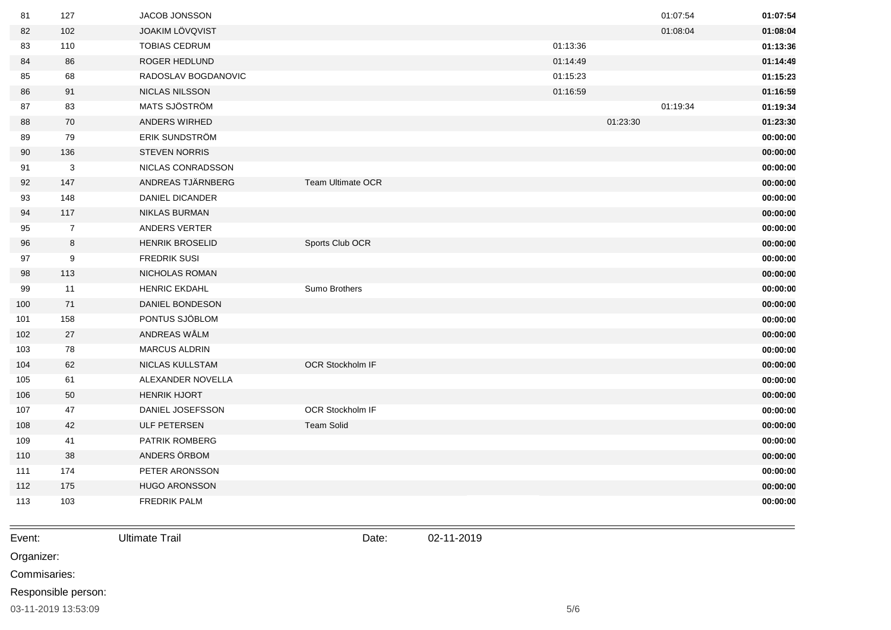| | | | | | | | |
|---|---|---|---|---|---|---|---|
| 81 | 127 | JACOB JONSSON | | | | 01:07:54 | **01:07:54** |
| 82 | 102 | JOAKIM LÖVQVIST | | | | 01:08:04 | **01:08:04** |
| 83 | 110 | TOBIAS CEDRUM | | 01:13:36 | | | **01:13:36** |
| 84 | 86 | ROGER HEDLUND | | 01:14:49 | | | **01:14:49** |
| 85 | 68 | RADOSLAV BOGDANOVIC | | 01:15:23 | | | **01:15:23** |
| 86 | 91 | NICLAS NILSSON | | 01:16:59 | | | **01:16:59** |
| 87 | 83 | MATS SJÖSTRÖM | | | | 01:19:34 | **01:19:34** |
| 88 | 70 | ANDERS WIRHED | | | 01:23:30 | | **01:23:30** |
| 89 | 79 | ERIK SUNDSTRÖM | | | | | **00:00:00** |
| 90 | 136 | STEVEN NORRIS | | | | | **00:00:00** |
| 91 | 3 | NICLAS CONRADSSON | | | | | **00:00:00** |
| 92 | 147 | ANDREAS TJÄRNBERG | Team Ultimate OCR | | | | **00:00:00** |
| 93 | 148 | DANIEL DICANDER | | | | | **00:00:00** |
| 94 | 117 | NIKLAS BURMAN | | | | | **00:00:00** |
| 95 | 7 | ANDERS VERTER | | | | | **00:00:00** |
| 96 | 8 | HENRIK BROSELID | Sports Club OCR | | | | **00:00:00** |
| 97 | 9 | FREDRIK SUSI | | | | | **00:00:00** |
| 98 | 113 | NICHOLAS ROMAN | | | | | **00:00:00** |
| 99 | 11 | HENRIC EKDAHL | Sumo Brothers | | | | **00:00:00** |
| 100 | 71 | DANIEL BONDESON | | | | | **00:00:00** |
| 101 | 158 | PONTUS SJÖBLOM | | | | | **00:00:00** |
| 102 | 27 | ANDREAS WÅLM | | | | | **00:00:00** |
| 103 | 78 | MARCUS ALDRIN | | | | | **00:00:00** |
| 104 | 62 | NICLAS KULLSTAM | OCR Stockholm IF | | | | **00:00:00** |
| 105 | 61 | ALEXANDER NOVELLA | | | | | **00:00:00** |
| 106 | 50 | HENRIK HJORT | | | | | **00:00:00** |
| 107 | 47 | DANIEL JOSEFSSON | OCR Stockholm IF | | | | **00:00:00** |
| 108 | 42 | ULF PETERSEN | Team Solid | | | | **00:00:00** |
| 109 | 41 | PATRIK ROMBERG | | | | | **00:00:00** |
| 110 | 38 | ANDERS ÖRBOM | | | | | **00:00:00** |
| 111 | 174 | PETER ARONSSON | | | | | **00:00:00** |
| 112 | 175 | HUGO ARONSSON | | | | | **00:00:00** |
| 113 | 103 | FREDRIK PALM | | | | | **00:00:00** |

Event: Ultimate Trail Date: 02-11-2019

Organizer:

Commisaries:

Responsible person: